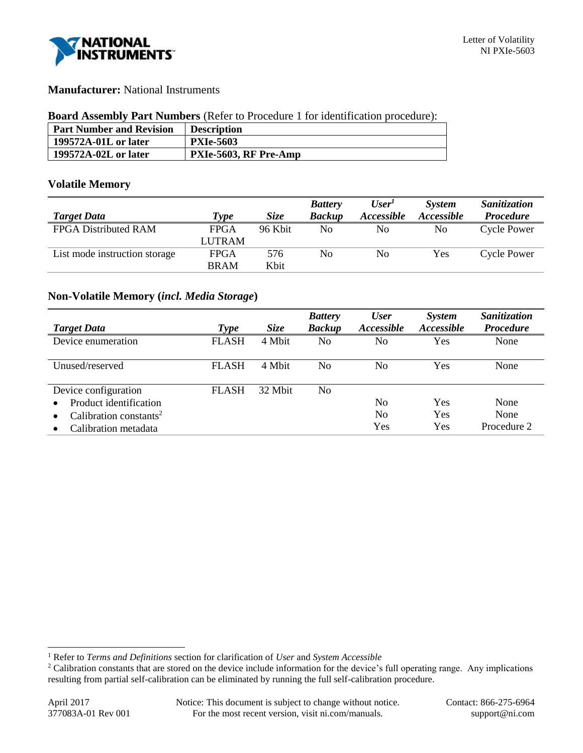**Manufacturer:** National Instruments

**Board Assembly Part Numbers** (Refer to Procedure 1 for identification procedure):

| Part Number and Revision | Description |
|---|---|
| **199572A-01L or later** | **PXIe-5603** |
| **199572A-02L or later** | **PXIe-5603, RF Pre-Amp** |

## Volatile Memory

| *Target Data* | *Type* | *Size* | *Battery Backup* | *User*[1] *Accessible* | *System Accessible* | *Sanitization Procedure* |
|---|---|---|---|---|---|---|
| FPGA Distributed RAM | FPGA LUTRAM | 96 Kbit | No | No | No | Cycle Power |
| List mode instruction storage | FPGA BRAM | 576 Kbit | No | No | Yes | Cycle Power |

## Non-Volatile Memory (*incl. Media Storage*)

| *Target Data* | *Type* | *Size* | *Battery Backup* | *User Accessible* | *System Accessible* | *Sanitization Procedure* |
|---|---|---|---|---|---|---|
| Device enumeration | FLASH | 4 Mbit | No | No | Yes | None |
| Unused/reserved | FLASH | 4 Mbit | No | No | Yes | None |
| Device configuration | FLASH | 32 Mbit | No | | | |
| • Product identification | | | | No | Yes | None |
| • Calibration constants[2] | | | | No | Yes | None |
| • Calibration metadata | | | | Yes | Yes | Procedure 2 |

[1] Refer to *Terms and Definitions* section for clarification of *User* and *System Accessible*

[2] Calibration constants that are stored on the device include information for the device's full operating range. Any implications resulting from partial self-calibration can be eliminated by running the full self-calibration procedure.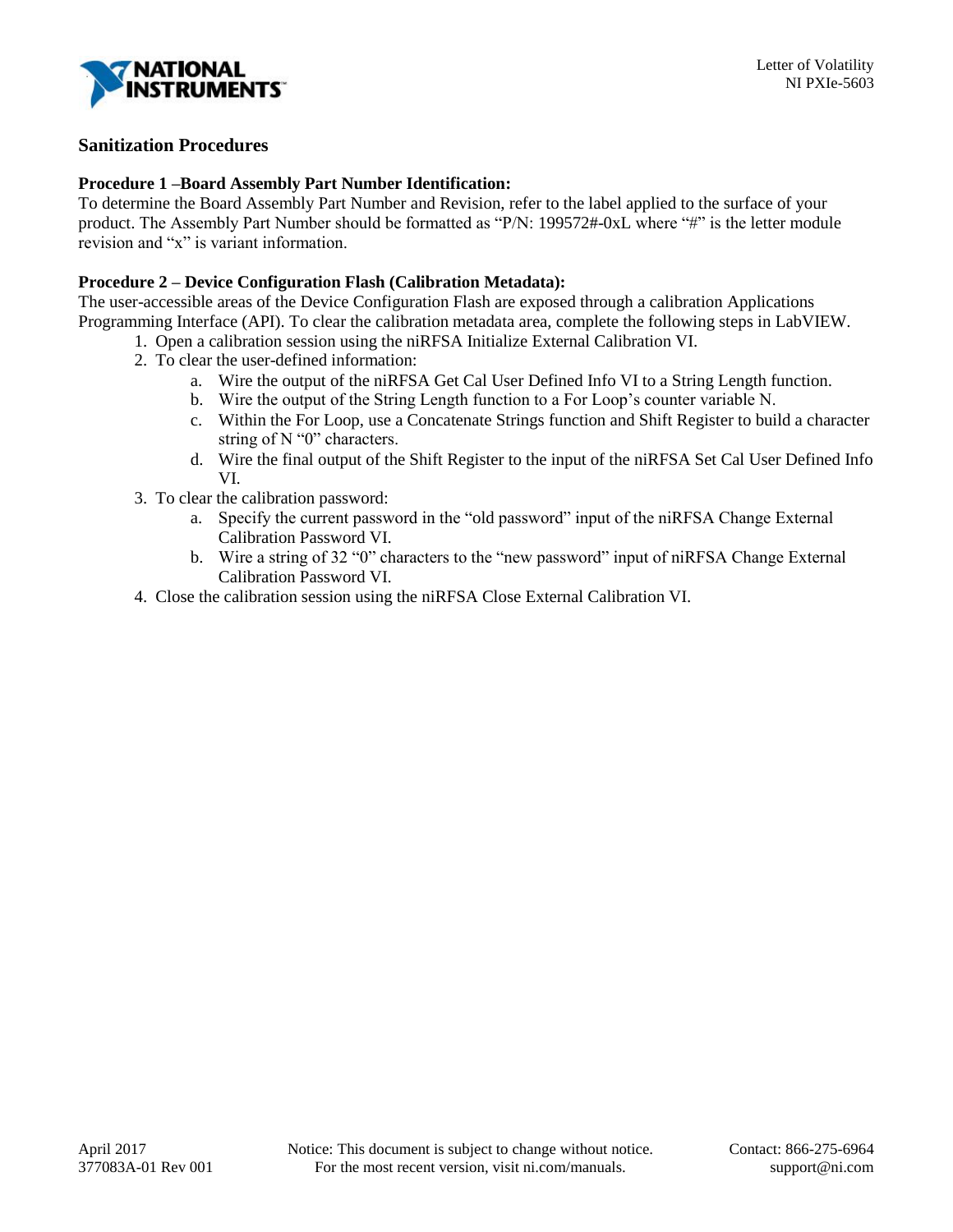## Sanitization Procedures

**Procedure 1 –Board Assembly Part Number Identification:**
To determine the Board Assembly Part Number and Revision, refer to the label applied to the surface of your product. The Assembly Part Number should be formatted as "P/N: 199572#-0xL where "#" is the letter module revision and "x" is variant information.

**Procedure 2 – Device Configuration Flash (Calibration Metadata):**
The user-accessible areas of the Device Configuration Flash are exposed through a calibration Applications Programming Interface (API). To clear the calibration metadata area, complete the following steps in LabVIEW.

1. Open a calibration session using the niRFSA Initialize External Calibration VI.
2. To clear the user-defined information:
    a. Wire the output of the niRFSA Get Cal User Defined Info VI to a String Length function.
    b. Wire the output of the String Length function to a For Loop's counter variable N.
    c. Within the For Loop, use a Concatenate Strings function and Shift Register to build a character string of N "0" characters.
    d. Wire the final output of the Shift Register to the input of the niRFSA Set Cal User Defined Info VI.
3. To clear the calibration password:
    a. Specify the current password in the "old password" input of the niRFSA Change External Calibration Password VI.
    b. Wire a string of 32 "0" characters to the "new password" input of niRFSA Change External Calibration Password VI.
4. Close the calibration session using the niRFSA Close External Calibration VI.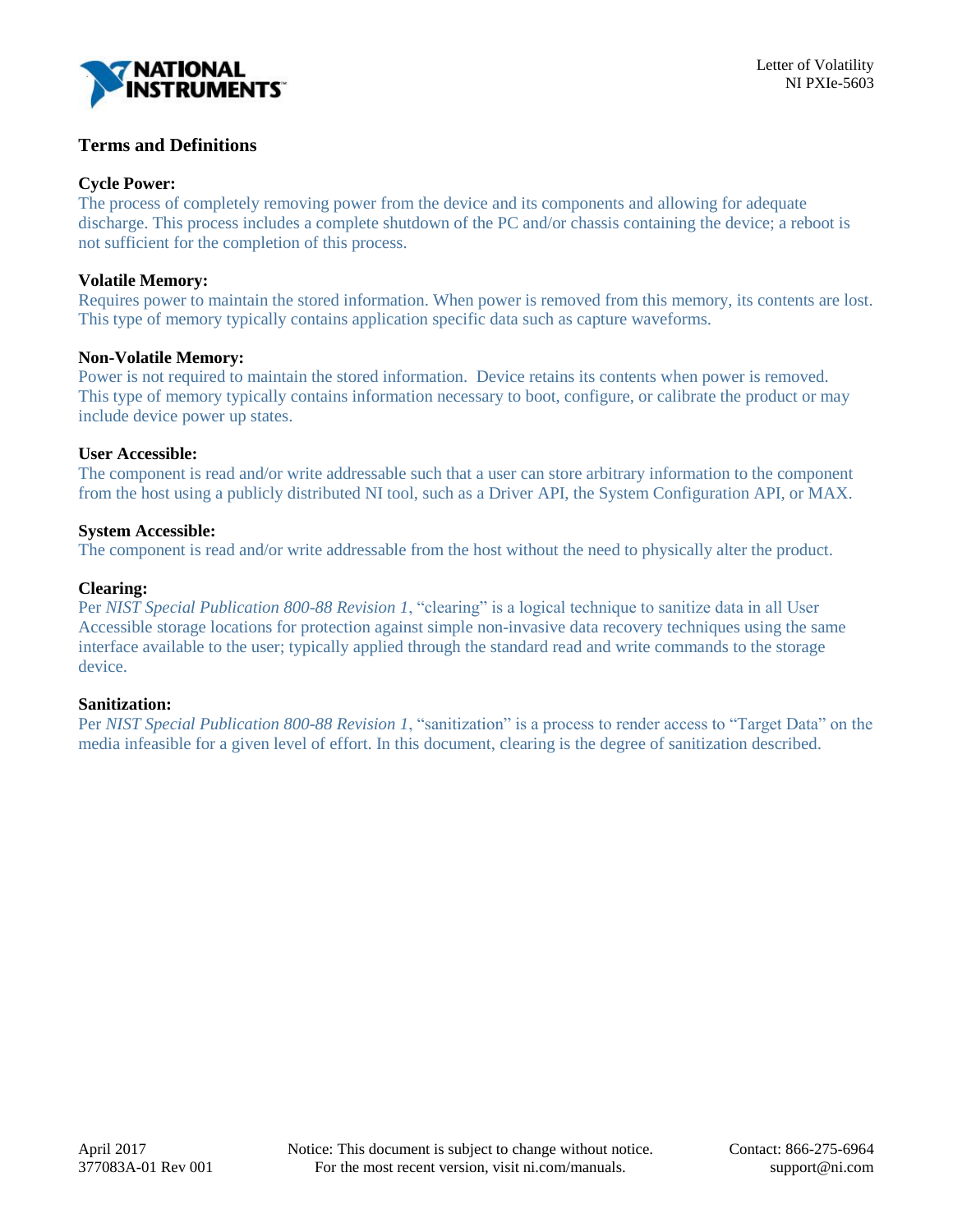## Terms and Definitions

**Cycle Power:**
The process of completely removing power from the device and its components and allowing for adequate discharge. This process includes a complete shutdown of the PC and/or chassis containing the device; a reboot is not sufficient for the completion of this process.

**Volatile Memory:**
Requires power to maintain the stored information. When power is removed from this memory, its contents are lost. This type of memory typically contains application specific data such as capture waveforms.

**Non-Volatile Memory:**
Power is not required to maintain the stored information. Device retains its contents when power is removed. This type of memory typically contains information necessary to boot, configure, or calibrate the product or may include device power up states.

**User Accessible:**
The component is read and/or write addressable such that a user can store arbitrary information to the component from the host using a publicly distributed NI tool, such as a Driver API, the System Configuration API, or MAX.

**System Accessible:**
The component is read and/or write addressable from the host without the need to physically alter the product.

**Clearing:**
Per *NIST Special Publication 800-88 Revision 1*, "clearing" is a logical technique to sanitize data in all User Accessible storage locations for protection against simple non-invasive data recovery techniques using the same interface available to the user; typically applied through the standard read and write commands to the storage device.

**Sanitization:**
Per *NIST Special Publication 800-88 Revision 1*, "sanitization" is a process to render access to "Target Data" on the media infeasible for a given level of effort. In this document, clearing is the degree of sanitization described.